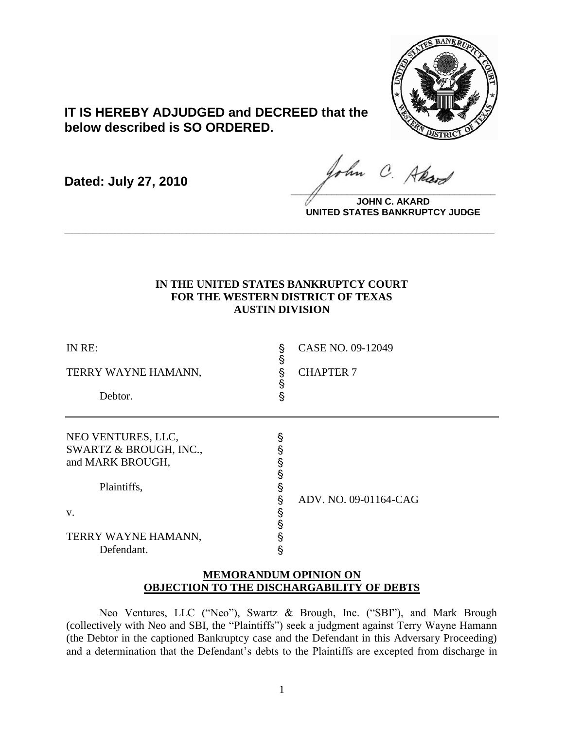**IT IS HEREBY ADJUDGED and DECREED that the below described is SO ORDERED.**

**Dated: July 27, 2010**

**JOHN C. AKARD**
**UNITED STATES BANKRUPTCY JUDGE**

---

**IN THE UNITED STATES BANKRUPTCY COURT**
**FOR THE WESTERN DISTRICT OF TEXAS**
**AUSTIN DIVISION**

| | | |
|---|---|---|
| IN RE: | § | CASE NO. 09-12049 |
| | § | |
| TERRY WAYNE HAMANN, | § | CHAPTER 7 |
| | § | |
| Debtor. | § | |

| | | |
|---|---|---|
| NEO VENTURES, LLC, | § | |
| SWARTZ & BROUGH, INC., | § | |
| and MARK BROUGH, | § | |
| | § | |
| Plaintiffs, | § | |
| | § | ADV. NO. 09-01164-CAG |
| v. | § | |
| | § | |
| TERRY WAYNE HAMANN, | § | |
| Defendant. | § | |

**MEMORANDUM OPINION ON OBJECTION TO THE DISCHARGABILITY OF DEBTS**

Neo Ventures, LLC ("Neo"), Swartz & Brough, Inc. ("SBI"), and Mark Brough (collectively with Neo and SBI, the "Plaintiffs") seek a judgment against Terry Wayne Hamann (the Debtor in the captioned Bankruptcy case and the Defendant in this Adversary Proceeding) and a determination that the Defendant's debts to the Plaintiffs are excepted from discharge in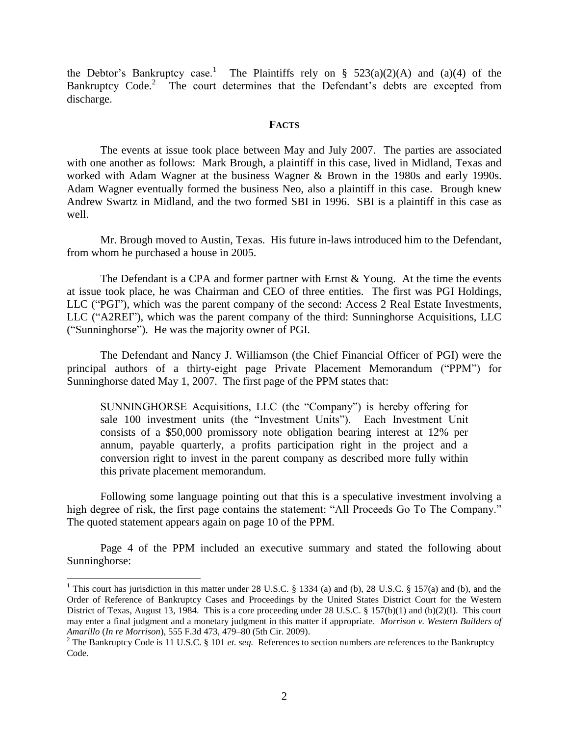the Debtor's Bankruptcy case.[1] The Plaintiffs rely on § 523(a)(2)(A) and (a)(4) of the Bankruptcy Code.[2] The court determines that the Defendant's debts are excepted from discharge.

## FACTS

The events at issue took place between May and July 2007. The parties are associated with one another as follows: Mark Brough, a plaintiff in this case, lived in Midland, Texas and worked with Adam Wagner at the business Wagner & Brown in the 1980s and early 1990s. Adam Wagner eventually formed the business Neo, also a plaintiff in this case. Brough knew Andrew Swartz in Midland, and the two formed SBI in 1996. SBI is a plaintiff in this case as well.

Mr. Brough moved to Austin, Texas. His future in-laws introduced him to the Defendant, from whom he purchased a house in 2005.

The Defendant is a CPA and former partner with Ernst & Young. At the time the events at issue took place, he was Chairman and CEO of three entities. The first was PGI Holdings, LLC ("PGI"), which was the parent company of the second: Access 2 Real Estate Investments, LLC ("A2REI"), which was the parent company of the third: Sunninghorse Acquisitions, LLC ("Sunninghorse"). He was the majority owner of PGI.

The Defendant and Nancy J. Williamson (the Chief Financial Officer of PGI) were the principal authors of a thirty-eight page Private Placement Memorandum ("PPM") for Sunninghorse dated May 1, 2007. The first page of the PPM states that:

> SUNNINGHORSE Acquisitions, LLC (the "Company") is hereby offering for sale 100 investment units (the "Investment Units"). Each Investment Unit consists of a $50,000 promissory note obligation bearing interest at 12% per annum, payable quarterly, a profits participation right in the project and a conversion right to invest in the parent company as described more fully within this private placement memorandum.

Following some language pointing out that this is a speculative investment involving a high degree of risk, the first page contains the statement: "All Proceeds Go To The Company." The quoted statement appears again on page 10 of the PPM.

Page 4 of the PPM included an executive summary and stated the following about Sunninghorse:

---

[1] This court has jurisdiction in this matter under 28 U.S.C. § 1334 (a) and (b), 28 U.S.C. § 157(a) and (b), and the Order of Reference of Bankruptcy Cases and Proceedings by the United States District Court for the Western District of Texas, August 13, 1984. This is a core proceeding under 28 U.S.C. § 157(b)(1) and (b)(2)(I). This court may enter a final judgment and a monetary judgment in this matter if appropriate. *Morrison v. Western Builders of Amarillo* (*In re Morrison*), 555 F.3d 473, 479–80 (5th Cir. 2009).

[2] The Bankruptcy Code is 11 U.S.C. § 101 *et. seq.* References to section numbers are references to the Bankruptcy Code.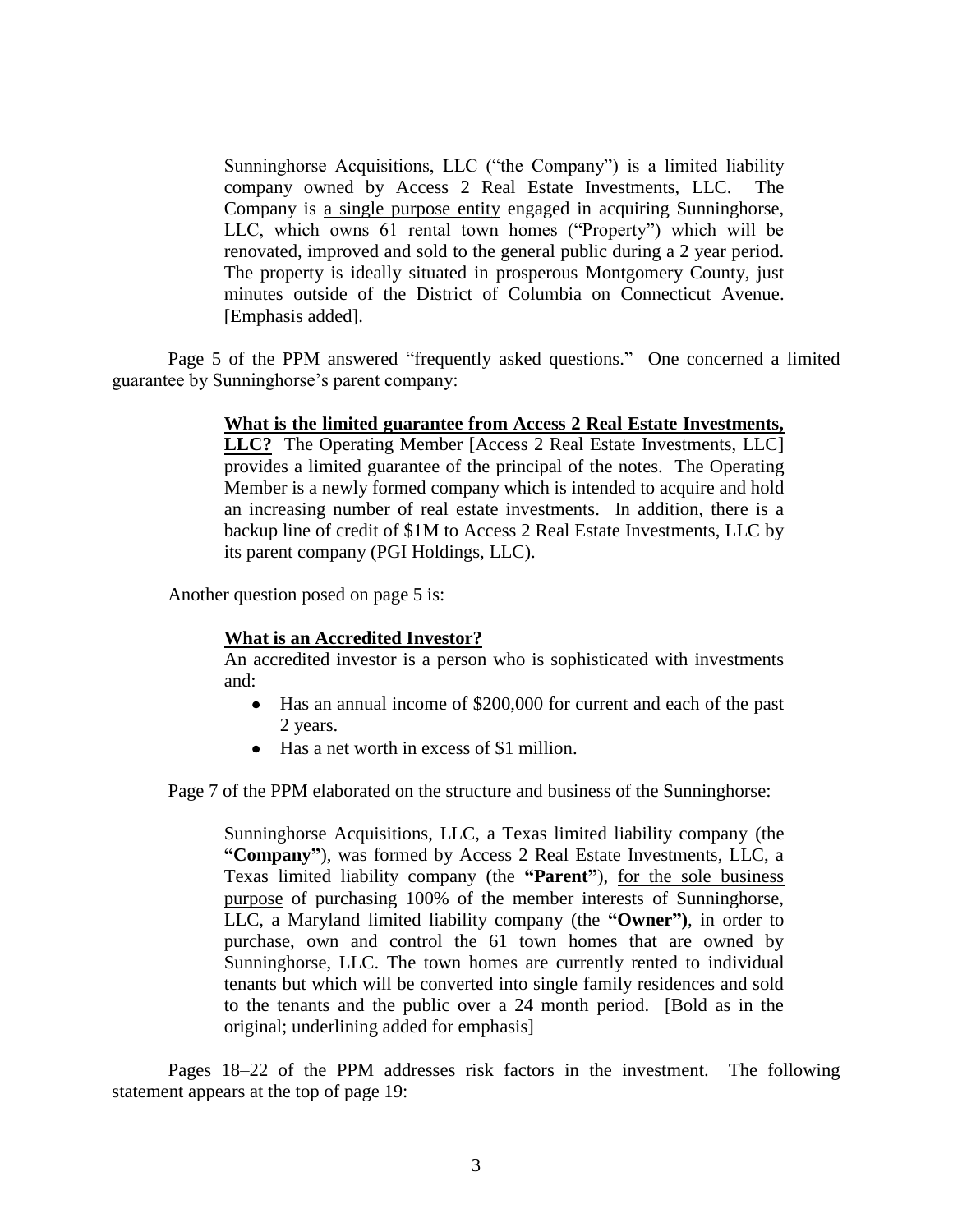> Sunninghorse Acquisitions, LLC ("the Company") is a limited liability company owned by Access 2 Real Estate Investments, LLC. The Company is <u>a single purpose entity</u> engaged in acquiring Sunninghorse, LLC, which owns 61 rental town homes ("Property") which will be renovated, improved and sold to the general public during a 2 year period. The property is ideally situated in prosperous Montgomery County, just minutes outside of the District of Columbia on Connecticut Avenue. [Emphasis added].

Page 5 of the PPM answered "frequently asked questions." One concerned a limited guarantee by Sunninghorse's parent company:

> **<u>What is the limited guarantee from Access 2 Real Estate Investments, LLC?</u>** The Operating Member [Access 2 Real Estate Investments, LLC] provides a limited guarantee of the principal of the notes. The Operating Member is a newly formed company which is intended to acquire and hold an increasing number of real estate investments. In addition, there is a backup line of credit of $1M to Access 2 Real Estate Investments, LLC by its parent company (PGI Holdings, LLC).

Another question posed on page 5 is:

> **<u>What is an Accredited Investor?</u>**
> An accredited investor is a person who is sophisticated with investments and:
>
> - Has an annual income of $200,000 for current and each of the past 2 years.
> - Has a net worth in excess of $1 million.

Page 7 of the PPM elaborated on the structure and business of the Sunninghorse:

> Sunninghorse Acquisitions, LLC, a Texas limited liability company (the **"Company"**), was formed by Access 2 Real Estate Investments, LLC, a Texas limited liability company (the **"Parent"**), <u>for the sole business purpose</u> of purchasing 100% of the member interests of Sunninghorse, LLC, a Maryland limited liability company (the **"Owner")**, in order to purchase, own and control the 61 town homes that are owned by Sunninghorse, LLC. The town homes are currently rented to individual tenants but which will be converted into single family residences and sold to the tenants and the public over a 24 month period. [Bold as in the original; underlining added for emphasis]

Pages 18–22 of the PPM addresses risk factors in the investment. The following statement appears at the top of page 19: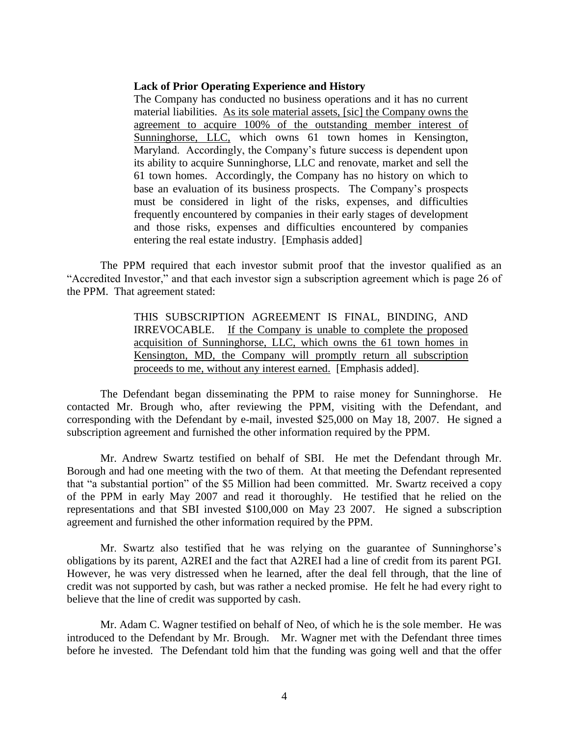> **Lack of Prior Operating Experience and History**
>
> The Company has conducted no business operations and it has no current material liabilities. <u>As its sole material assets, [sic] the Company owns the agreement to acquire 100% of the outstanding member interest of Sunninghorse, LLC,</u> which owns 61 town homes in Kensington, Maryland. Accordingly, the Company's future success is dependent upon its ability to acquire Sunninghorse, LLC and renovate, market and sell the 61 town homes. Accordingly, the Company has no history on which to base an evaluation of its business prospects. The Company's prospects must be considered in light of the risks, expenses, and difficulties frequently encountered by companies in their early stages of development and those risks, expenses and difficulties encountered by companies entering the real estate industry. [Emphasis added]

The PPM required that each investor submit proof that the investor qualified as an "Accredited Investor," and that each investor sign a subscription agreement which is page 26 of the PPM. That agreement stated:

> THIS SUBSCRIPTION AGREEMENT IS FINAL, BINDING, AND IRREVOCABLE. <u>If the Company is unable to complete the proposed acquisition of Sunninghorse, LLC, which owns the 61 town homes in Kensington, MD, the Company will promptly return all subscription proceeds to me, without any interest earned.</u> [Emphasis added].

The Defendant began disseminating the PPM to raise money for Sunninghorse. He contacted Mr. Brough who, after reviewing the PPM, visiting with the Defendant, and corresponding with the Defendant by e-mail, invested $25,000 on May 18, 2007. He signed a subscription agreement and furnished the other information required by the PPM.

Mr. Andrew Swartz testified on behalf of SBI. He met the Defendant through Mr. Borough and had one meeting with the two of them. At that meeting the Defendant represented that "a substantial portion" of the $5 Million had been committed. Mr. Swartz received a copy of the PPM in early May 2007 and read it thoroughly. He testified that he relied on the representations and that SBI invested $100,000 on May 23 2007. He signed a subscription agreement and furnished the other information required by the PPM.

Mr. Swartz also testified that he was relying on the guarantee of Sunninghorse's obligations by its parent, A2REI and the fact that A2REI had a line of credit from its parent PGI. However, he was very distressed when he learned, after the deal fell through, that the line of credit was not supported by cash, but was rather a necked promise. He felt he had every right to believe that the line of credit was supported by cash.

Mr. Adam C. Wagner testified on behalf of Neo, of which he is the sole member. He was introduced to the Defendant by Mr. Brough. Mr. Wagner met with the Defendant three times before he invested. The Defendant told him that the funding was going well and that the offer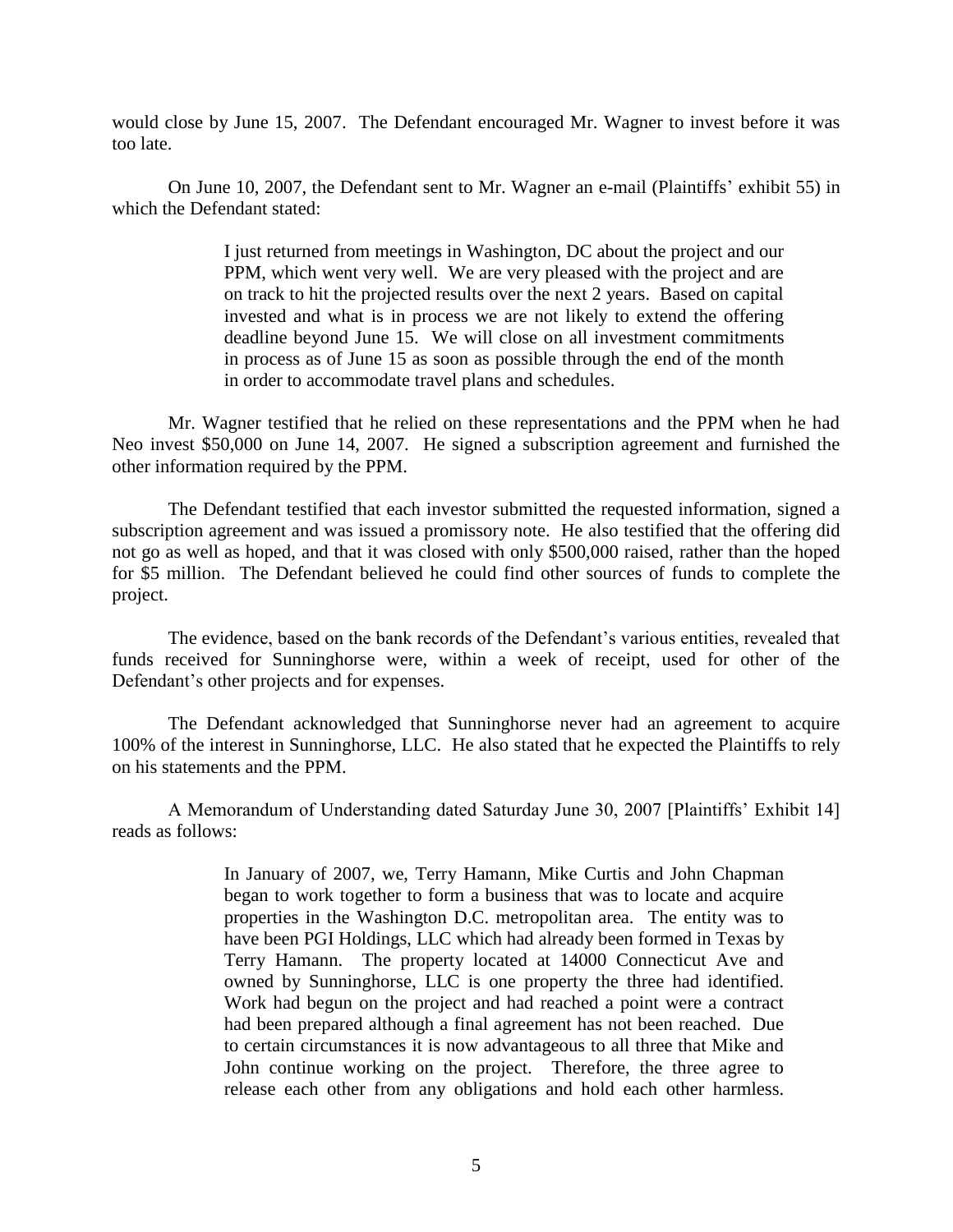would close by June 15, 2007. The Defendant encouraged Mr. Wagner to invest before it was too late.

On June 10, 2007, the Defendant sent to Mr. Wagner an e-mail (Plaintiffs' exhibit 55) in which the Defendant stated:

> I just returned from meetings in Washington, DC about the project and our PPM, which went very well. We are very pleased with the project and are on track to hit the projected results over the next 2 years. Based on capital invested and what is in process we are not likely to extend the offering deadline beyond June 15. We will close on all investment commitments in process as of June 15 as soon as possible through the end of the month in order to accommodate travel plans and schedules.

Mr. Wagner testified that he relied on these representations and the PPM when he had Neo invest $50,000 on June 14, 2007. He signed a subscription agreement and furnished the other information required by the PPM.

The Defendant testified that each investor submitted the requested information, signed a subscription agreement and was issued a promissory note. He also testified that the offering did not go as well as hoped, and that it was closed with only $500,000 raised, rather than the hoped for $5 million. The Defendant believed he could find other sources of funds to complete the project.

The evidence, based on the bank records of the Defendant's various entities, revealed that funds received for Sunninghorse were, within a week of receipt, used for other of the Defendant's other projects and for expenses.

The Defendant acknowledged that Sunninghorse never had an agreement to acquire 100% of the interest in Sunninghorse, LLC. He also stated that he expected the Plaintiffs to rely on his statements and the PPM.

A Memorandum of Understanding dated Saturday June 30, 2007 [Plaintiffs' Exhibit 14] reads as follows:

> In January of 2007, we, Terry Hamann, Mike Curtis and John Chapman began to work together to form a business that was to locate and acquire properties in the Washington D.C. metropolitan area. The entity was to have been PGI Holdings, LLC which had already been formed in Texas by Terry Hamann. The property located at 14000 Connecticut Ave and owned by Sunninghorse, LLC is one property the three had identified. Work had begun on the project and had reached a point were a contract had been prepared although a final agreement has not been reached. Due to certain circumstances it is now advantageous to all three that Mike and John continue working on the project. Therefore, the three agree to release each other from any obligations and hold each other harmless.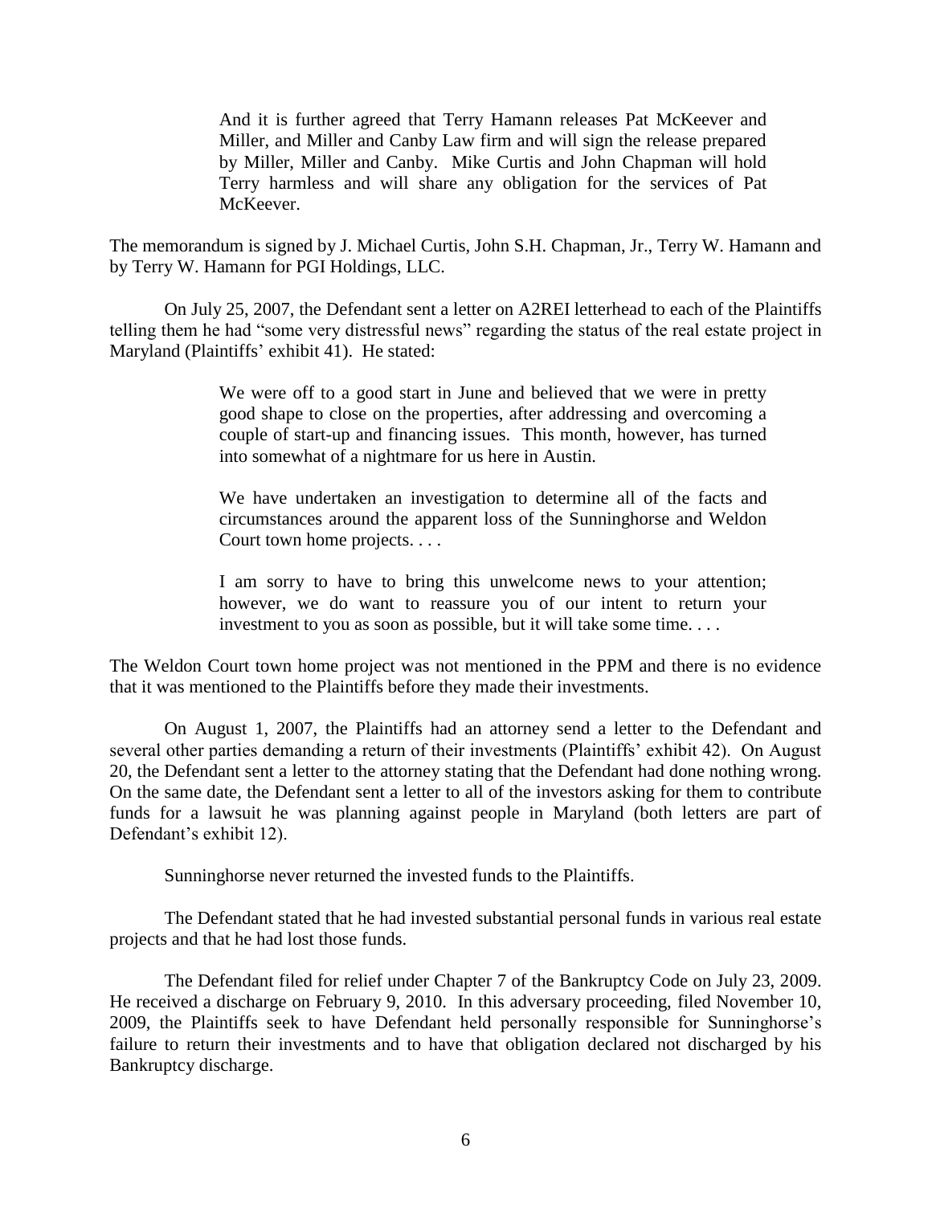> And it is further agreed that Terry Hamann releases Pat McKeever and Miller, and Miller and Canby Law firm and will sign the release prepared by Miller, Miller and Canby. Mike Curtis and John Chapman will hold Terry harmless and will share any obligation for the services of Pat McKeever.

The memorandum is signed by J. Michael Curtis, John S.H. Chapman, Jr., Terry W. Hamann and by Terry W. Hamann for PGI Holdings, LLC.

On July 25, 2007, the Defendant sent a letter on A2REI letterhead to each of the Plaintiffs telling them he had "some very distressful news" regarding the status of the real estate project in Maryland (Plaintiffs' exhibit 41). He stated:

> We were off to a good start in June and believed that we were in pretty good shape to close on the properties, after addressing and overcoming a couple of start-up and financing issues. This month, however, has turned into somewhat of a nightmare for us here in Austin.
>
> We have undertaken an investigation to determine all of the facts and circumstances around the apparent loss of the Sunninghorse and Weldon Court town home projects. . . .
>
> I am sorry to have to bring this unwelcome news to your attention; however, we do want to reassure you of our intent to return your investment to you as soon as possible, but it will take some time. . . .

The Weldon Court town home project was not mentioned in the PPM and there is no evidence that it was mentioned to the Plaintiffs before they made their investments.

On August 1, 2007, the Plaintiffs had an attorney send a letter to the Defendant and several other parties demanding a return of their investments (Plaintiffs' exhibit 42). On August 20, the Defendant sent a letter to the attorney stating that the Defendant had done nothing wrong. On the same date, the Defendant sent a letter to all of the investors asking for them to contribute funds for a lawsuit he was planning against people in Maryland (both letters are part of Defendant's exhibit 12).

Sunninghorse never returned the invested funds to the Plaintiffs.

The Defendant stated that he had invested substantial personal funds in various real estate projects and that he had lost those funds.

The Defendant filed for relief under Chapter 7 of the Bankruptcy Code on July 23, 2009. He received a discharge on February 9, 2010. In this adversary proceeding, filed November 10, 2009, the Plaintiffs seek to have Defendant held personally responsible for Sunninghorse's failure to return their investments and to have that obligation declared not discharged by his Bankruptcy discharge.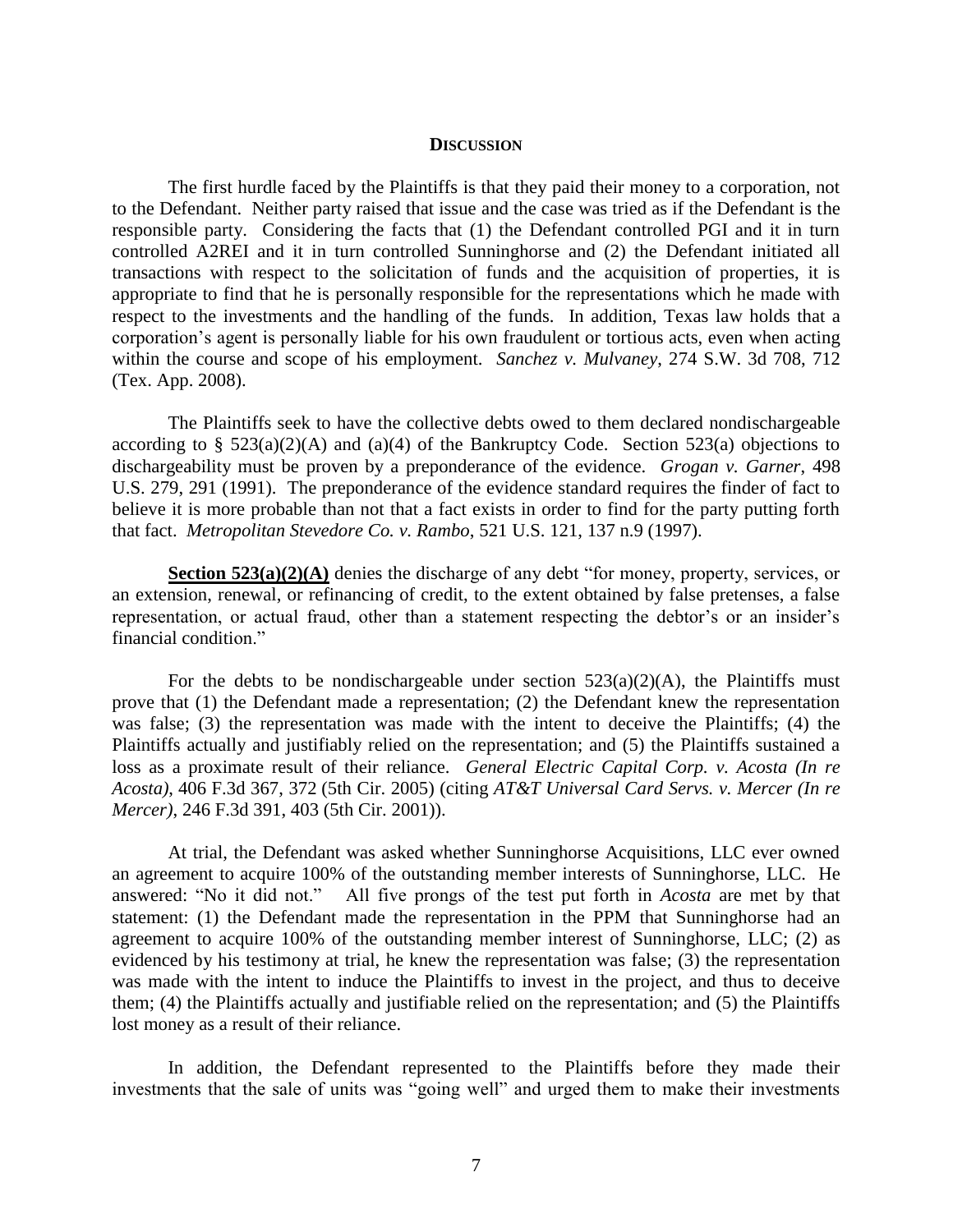## **DISCUSSION**

The first hurdle faced by the Plaintiffs is that they paid their money to a corporation, not to the Defendant. Neither party raised that issue and the case was tried as if the Defendant is the responsible party. Considering the facts that (1) the Defendant controlled PGI and it in turn controlled A2REI and it in turn controlled Sunninghorse and (2) the Defendant initiated all transactions with respect to the solicitation of funds and the acquisition of properties, it is appropriate to find that he is personally responsible for the representations which he made with respect to the investments and the handling of the funds. In addition, Texas law holds that a corporation's agent is personally liable for his own fraudulent or tortious acts, even when acting within the course and scope of his employment. *Sanchez v. Mulvaney*, 274 S.W. 3d 708, 712 (Tex. App. 2008).

The Plaintiffs seek to have the collective debts owed to them declared nondischargeable according to § 523(a)(2)(A) and (a)(4) of the Bankruptcy Code. Section 523(a) objections to dischargeability must be proven by a preponderance of the evidence. *Grogan v. Garner*, 498 U.S. 279, 291 (1991). The preponderance of the evidence standard requires the finder of fact to believe it is more probable than not that a fact exists in order to find for the party putting forth that fact. *Metropolitan Stevedore Co. v. Rambo*, 521 U.S. 121, 137 n.9 (1997).

**Section 523(a)(2)(A)** denies the discharge of any debt "for money, property, services, or an extension, renewal, or refinancing of credit, to the extent obtained by false pretenses, a false representation, or actual fraud, other than a statement respecting the debtor's or an insider's financial condition."

For the debts to be nondischargeable under section 523(a)(2)(A), the Plaintiffs must prove that (1) the Defendant made a representation; (2) the Defendant knew the representation was false; (3) the representation was made with the intent to deceive the Plaintiffs; (4) the Plaintiffs actually and justifiably relied on the representation; and (5) the Plaintiffs sustained a loss as a proximate result of their reliance. *General Electric Capital Corp. v. Acosta (In re Acosta)*, 406 F.3d 367, 372 (5th Cir. 2005) (citing *AT&T Universal Card Servs. v. Mercer (In re Mercer)*, 246 F.3d 391, 403 (5th Cir. 2001)).

At trial, the Defendant was asked whether Sunninghorse Acquisitions, LLC ever owned an agreement to acquire 100% of the outstanding member interests of Sunninghorse, LLC. He answered: "No it did not." All five prongs of the test put forth in *Acosta* are met by that statement: (1) the Defendant made the representation in the PPM that Sunninghorse had an agreement to acquire 100% of the outstanding member interest of Sunninghorse, LLC; (2) as evidenced by his testimony at trial, he knew the representation was false; (3) the representation was made with the intent to induce the Plaintiffs to invest in the project, and thus to deceive them; (4) the Plaintiffs actually and justifiable relied on the representation; and (5) the Plaintiffs lost money as a result of their reliance.

In addition, the Defendant represented to the Plaintiffs before they made their investments that the sale of units was "going well" and urged them to make their investments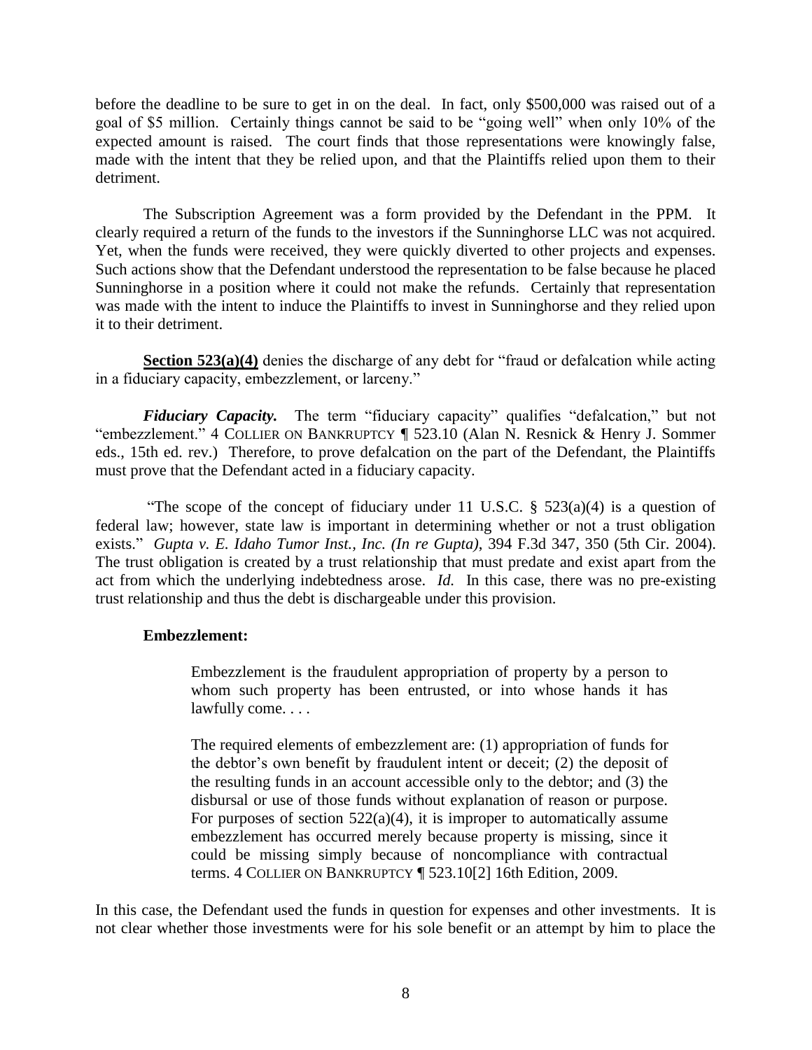before the deadline to be sure to get in on the deal. In fact, only $500,000 was raised out of a goal of $5 million. Certainly things cannot be said to be "going well" when only 10% of the expected amount is raised. The court finds that those representations were knowingly false, made with the intent that they be relied upon, and that the Plaintiffs relied upon them to their detriment.

The Subscription Agreement was a form provided by the Defendant in the PPM. It clearly required a return of the funds to the investors if the Sunninghorse LLC was not acquired. Yet, when the funds were received, they were quickly diverted to other projects and expenses. Such actions show that the Defendant understood the representation to be false because he placed Sunninghorse in a position where it could not make the refunds. Certainly that representation was made with the intent to induce the Plaintiffs to invest in Sunninghorse and they relied upon it to their detriment.

**Section 523(a)(4)** denies the discharge of any debt for "fraud or defalcation while acting in a fiduciary capacity, embezzlement, or larceny."

***Fiduciary Capacity.*** The term "fiduciary capacity" qualifies "defalcation," but not "embezzlement." 4 COLLIER ON BANKRUPTCY ¶ 523.10 (Alan N. Resnick & Henry J. Sommer eds., 15th ed. rev.) Therefore, to prove defalcation on the part of the Defendant, the Plaintiffs must prove that the Defendant acted in a fiduciary capacity.

"The scope of the concept of fiduciary under 11 U.S.C. § 523(a)(4) is a question of federal law; however, state law is important in determining whether or not a trust obligation exists." *Gupta v. E. Idaho Tumor Inst., Inc. (In re Gupta)*, 394 F.3d 347, 350 (5th Cir. 2004). The trust obligation is created by a trust relationship that must predate and exist apart from the act from which the underlying indebtedness arose. *Id.* In this case, there was no pre-existing trust relationship and thus the debt is dischargeable under this provision.

**Embezzlement:**

> Embezzlement is the fraudulent appropriation of property by a person to whom such property has been entrusted, or into whose hands it has lawfully come. . . .
>
> The required elements of embezzlement are: (1) appropriation of funds for the debtor's own benefit by fraudulent intent or deceit; (2) the deposit of the resulting funds in an account accessible only to the debtor; and (3) the disbursal or use of those funds without explanation of reason or purpose. For purposes of section 522(a)(4), it is improper to automatically assume embezzlement has occurred merely because property is missing, since it could be missing simply because of noncompliance with contractual terms. 4 COLLIER ON BANKRUPTCY ¶ 523.10[2] 16th Edition, 2009.

In this case, the Defendant used the funds in question for expenses and other investments. It is not clear whether those investments were for his sole benefit or an attempt by him to place the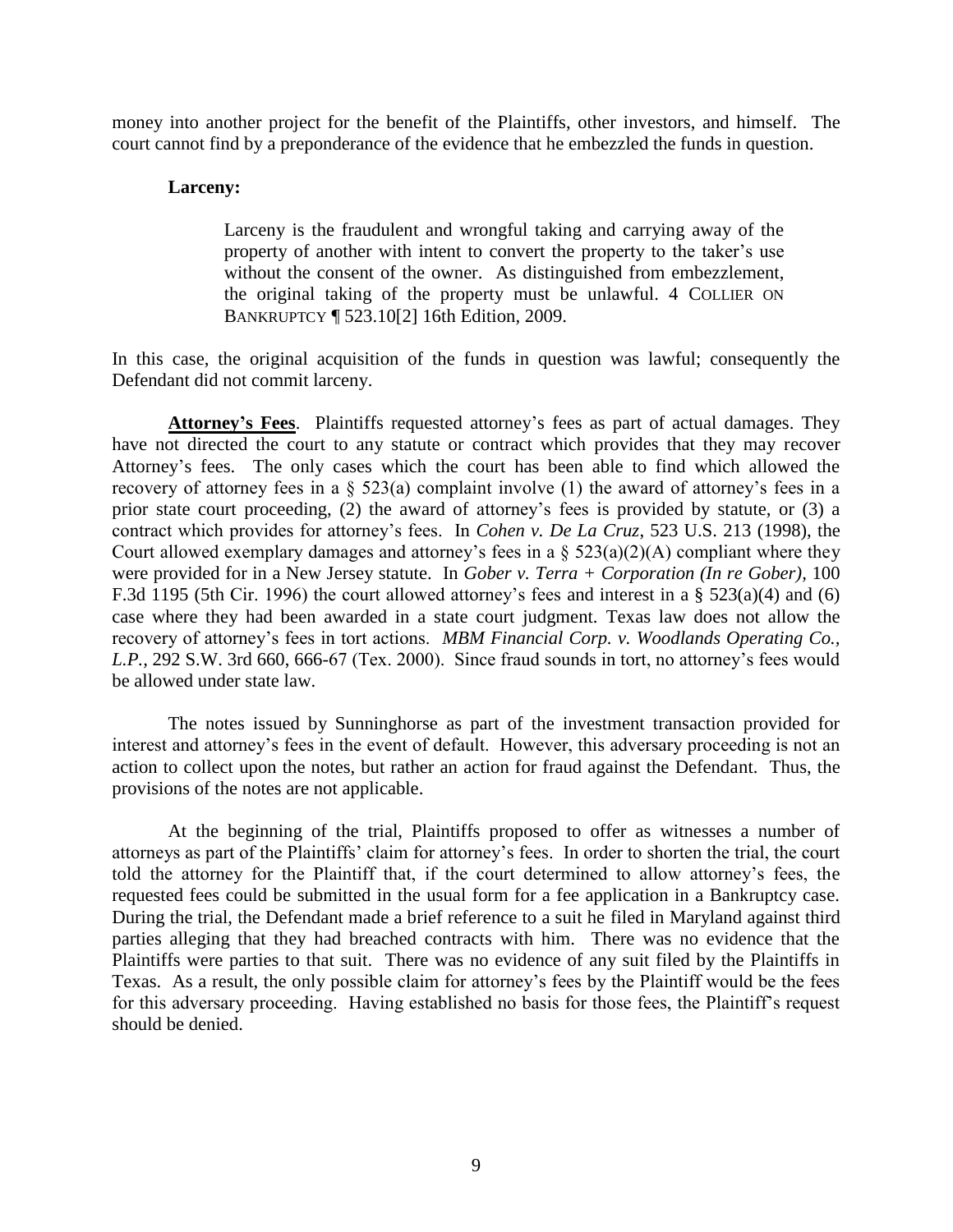money into another project for the benefit of the Plaintiffs, other investors, and himself. The court cannot find by a preponderance of the evidence that he embezzled the funds in question.

**Larceny:**

> Larceny is the fraudulent and wrongful taking and carrying away of the property of another with intent to convert the property to the taker's use without the consent of the owner. As distinguished from embezzlement, the original taking of the property must be unlawful. 4 COLLIER ON BANKRUPTCY ¶ 523.10[2] 16th Edition, 2009.

In this case, the original acquisition of the funds in question was lawful; consequently the Defendant did not commit larceny.

**Attorney's Fees**. Plaintiffs requested attorney's fees as part of actual damages. They have not directed the court to any statute or contract which provides that they may recover Attorney's fees. The only cases which the court has been able to find which allowed the recovery of attorney fees in a § 523(a) complaint involve (1) the award of attorney's fees in a prior state court proceeding, (2) the award of attorney's fees is provided by statute, or (3) a contract which provides for attorney's fees. In *Cohen v. De La Cruz*, 523 U.S. 213 (1998), the Court allowed exemplary damages and attorney's fees in a § 523(a)(2)(A) compliant where they were provided for in a New Jersey statute. In *Gober v. Terra + Corporation (In re Gober),* 100 F.3d 1195 (5th Cir. 1996) the court allowed attorney's fees and interest in a § 523(a)(4) and (6) case where they had been awarded in a state court judgment. Texas law does not allow the recovery of attorney's fees in tort actions. *MBM Financial Corp. v. Woodlands Operating Co., L.P.*, 292 S.W. 3rd 660, 666-67 (Tex. 2000). Since fraud sounds in tort, no attorney's fees would be allowed under state law.

The notes issued by Sunninghorse as part of the investment transaction provided for interest and attorney's fees in the event of default. However, this adversary proceeding is not an action to collect upon the notes, but rather an action for fraud against the Defendant. Thus, the provisions of the notes are not applicable.

At the beginning of the trial, Plaintiffs proposed to offer as witnesses a number of attorneys as part of the Plaintiffs' claim for attorney's fees. In order to shorten the trial, the court told the attorney for the Plaintiff that, if the court determined to allow attorney's fees, the requested fees could be submitted in the usual form for a fee application in a Bankruptcy case. During the trial, the Defendant made a brief reference to a suit he filed in Maryland against third parties alleging that they had breached contracts with him. There was no evidence that the Plaintiffs were parties to that suit. There was no evidence of any suit filed by the Plaintiffs in Texas. As a result, the only possible claim for attorney's fees by the Plaintiff would be the fees for this adversary proceeding. Having established no basis for those fees, the Plaintiff's request should be denied.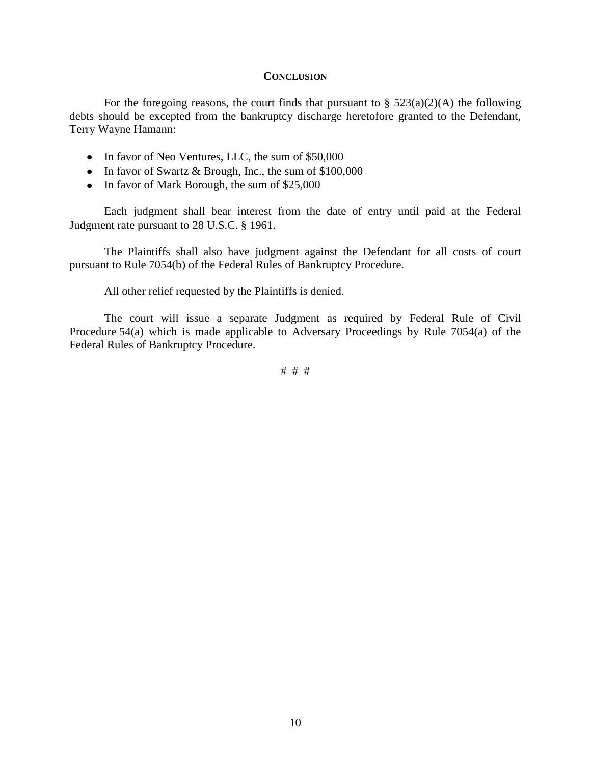## CONCLUSION

For the foregoing reasons, the court finds that pursuant to § 523(a)(2)(A) the following debts should be excepted from the bankruptcy discharge heretofore granted to the Defendant, Terry Wayne Hamann:

- In favor of Neo Ventures, LLC, the sum of $50,000
- In favor of Swartz & Brough, Inc., the sum of $100,000
- In favor of Mark Borough, the sum of $25,000

Each judgment shall bear interest from the date of entry until paid at the Federal Judgment rate pursuant to 28 U.S.C. § 1961.

The Plaintiffs shall also have judgment against the Defendant for all costs of court pursuant to Rule 7054(b) of the Federal Rules of Bankruptcy Procedure.

All other relief requested by the Plaintiffs is denied.

The court will issue a separate Judgment as required by Federal Rule of Civil Procedure 54(a) which is made applicable to Adversary Proceedings by Rule 7054(a) of the Federal Rules of Bankruptcy Procedure.

# # #